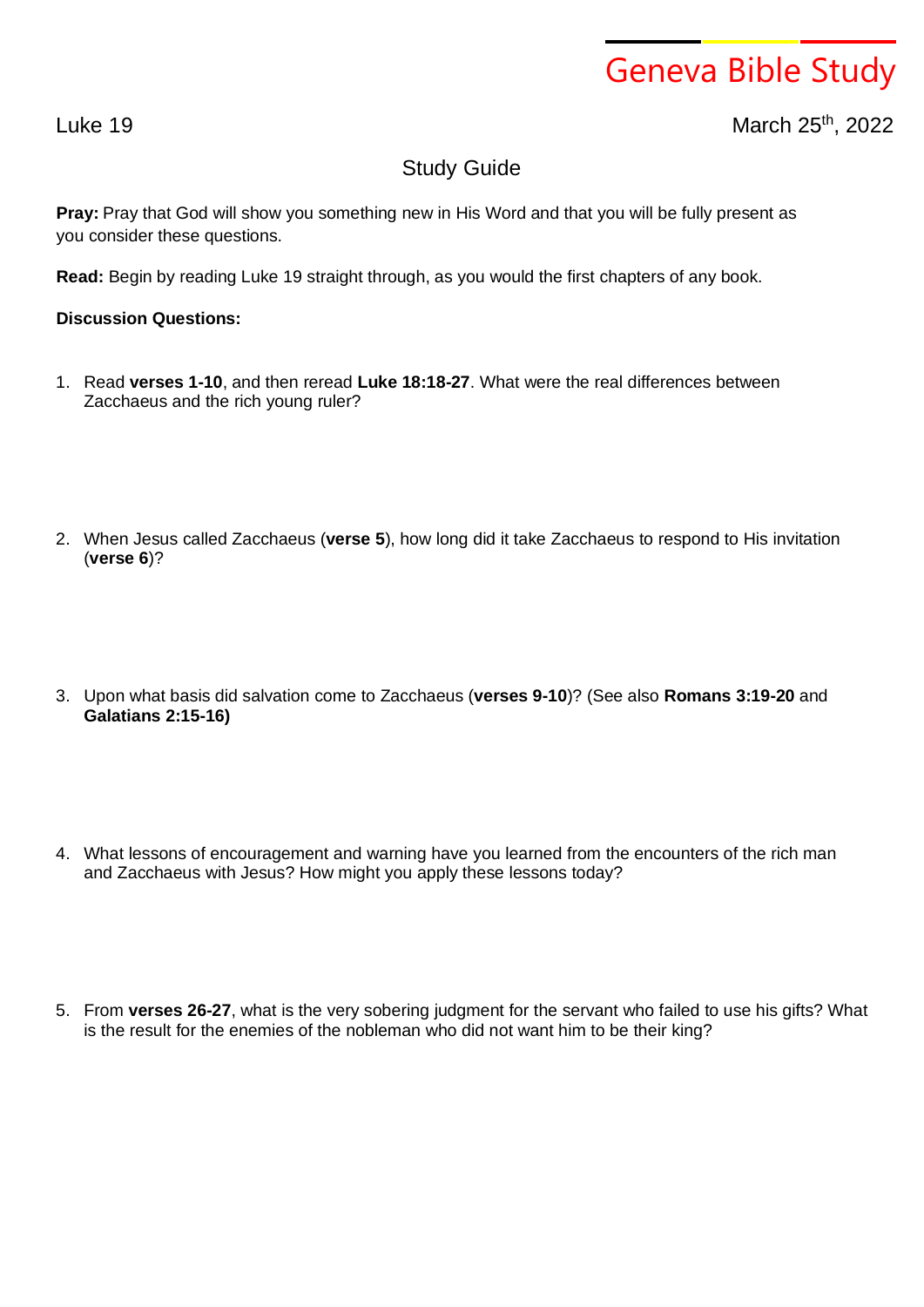# Geneva Bible Study

Luke 19

March 25th, 2022

## Study Guide

**Pray:** Pray that God will show you something new in His Word and that you will be fully present as you consider these questions.

**Read:** Begin by reading Luke 19 straight through, as you would the first chapters of any book.

**Discussion Questions:**

1. Read **verses 1-10**, and then reread **Luke 18:18-27**. What were the real differences between Zacchaeus and the rich young ruler?

2. When Jesus called Zacchaeus (**verse 5**), how long did it take Zacchaeus to respond to His invitation (**verse 6**)?

3. Upon what basis did salvation come to Zacchaeus (**verses 9-10**)? (See also **Romans 3:19-20** and **Galatians 2:15-16)**

4. What lessons of encouragement and warning have you learned from the encounters of the rich man and Zacchaeus with Jesus? How might you apply these lessons today?

5. From **verses 26-27**, what is the very sobering judgment for the servant who failed to use his gifts? What is the result for the enemies of the nobleman who did not want him to be their king?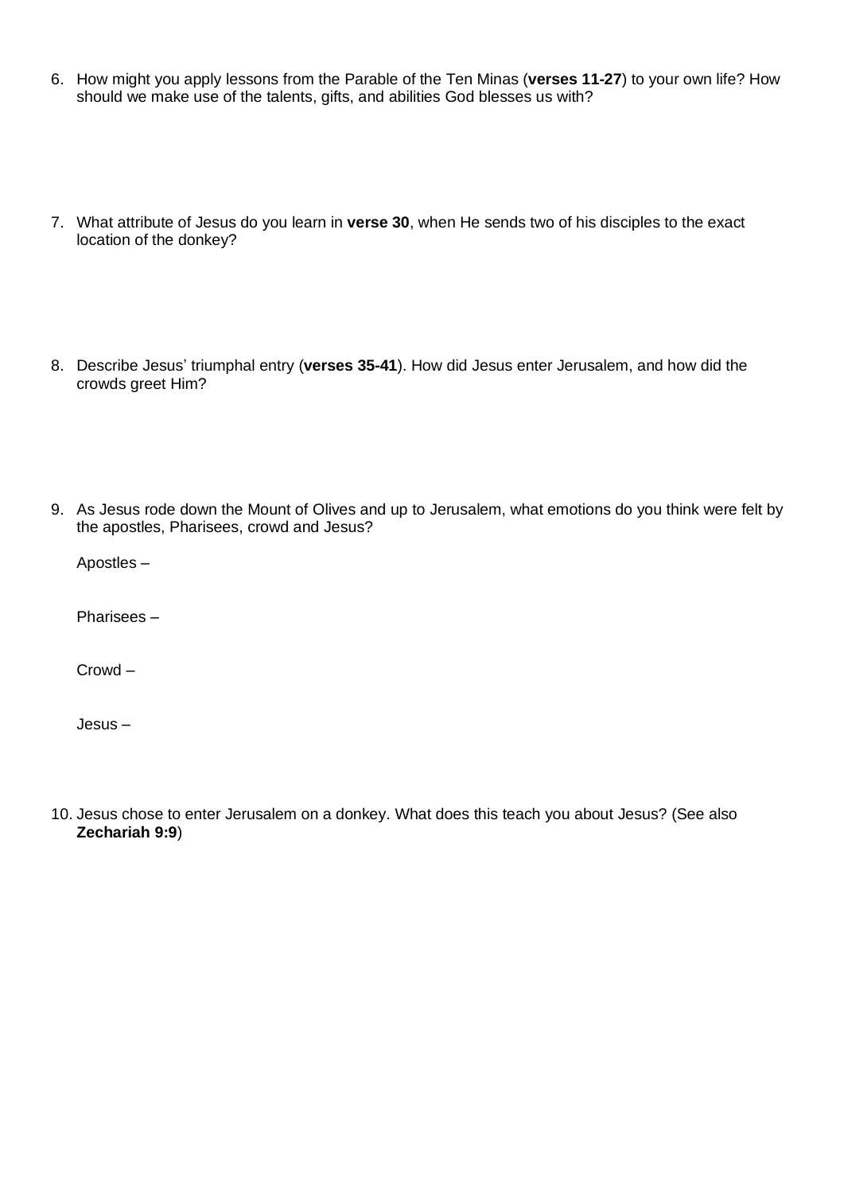6. How might you apply lessons from the Parable of the Ten Minas (**verses 11-27**) to your own life? How should we make use of the talents, gifts, and abilities God blesses us with?

7. What attribute of Jesus do you learn in **verse 30**, when He sends two of his disciples to the exact location of the donkey?

8. Describe Jesus' triumphal entry (**verses 35-41**). How did Jesus enter Jerusalem, and how did the crowds greet Him?

9. As Jesus rode down the Mount of Olives and up to Jerusalem, what emotions do you think were felt by the apostles, Pharisees, crowd and Jesus?

   Apostles –

   Pharisees –

   Crowd –

   Jesus –

10. Jesus chose to enter Jerusalem on a donkey. What does this teach you about Jesus? (See also **Zechariah 9:9**)